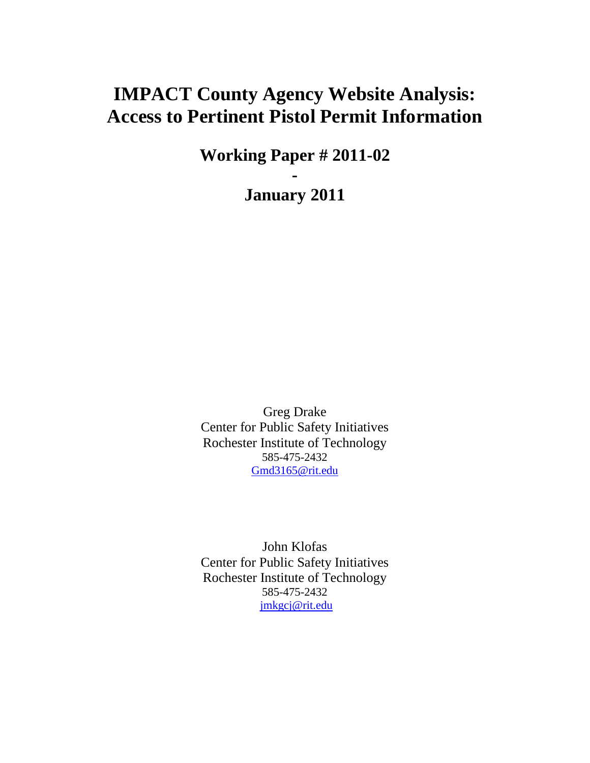# IMPACT County Agency Website Analysis: Access to Pertinent Pistol Permit Information

## Working Paper # 2011-02

## -

## January 2011

Greg Drake
Center for Public Safety Initiatives
Rochester Institute of Technology
585-475-2432
Gmd3165@rit.edu

John Klofas
Center for Public Safety Initiatives
Rochester Institute of Technology
585-475-2432
jmkgcj@rit.edu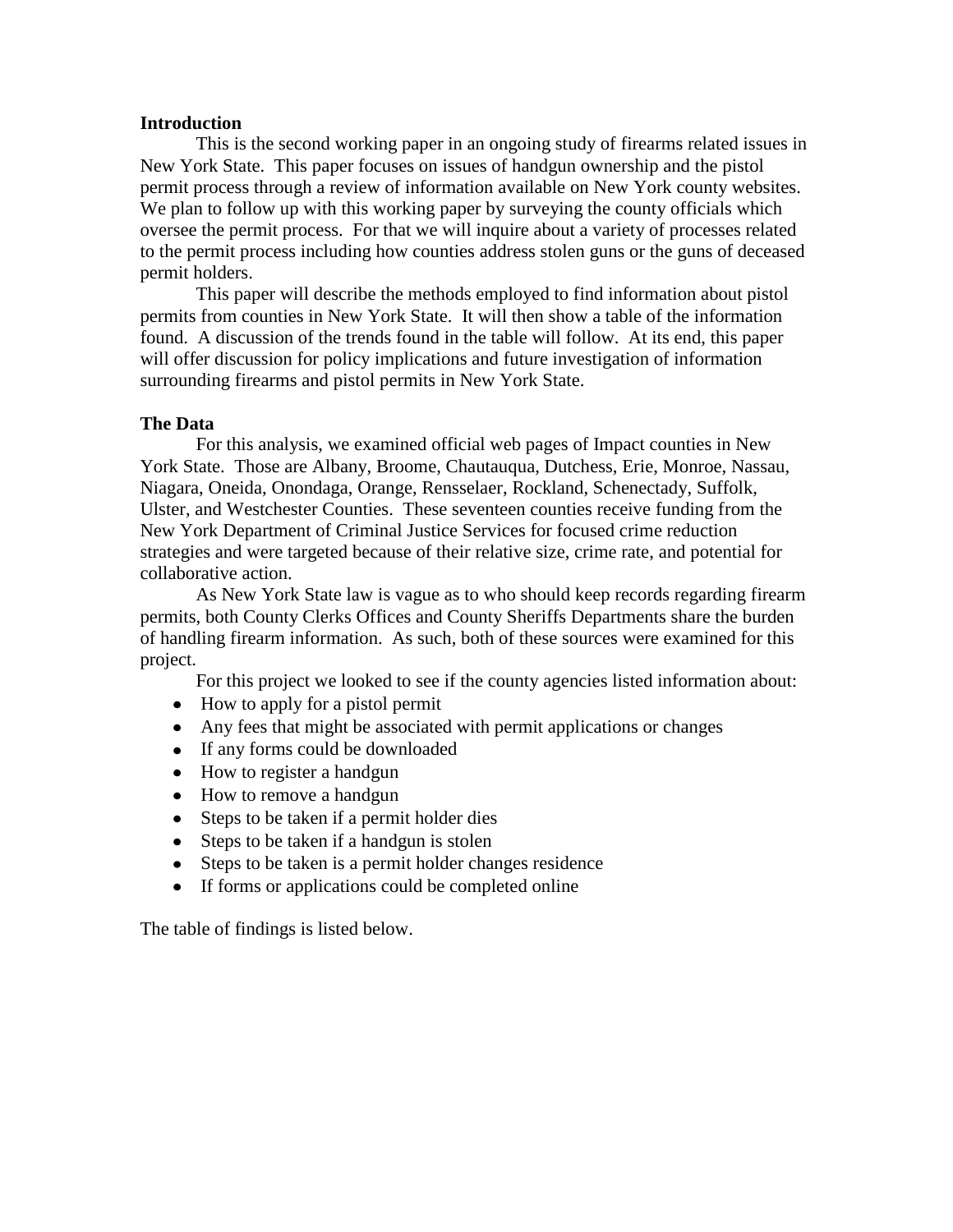**Introduction**

This is the second working paper in an ongoing study of firearms related issues in New York State. This paper focuses on issues of handgun ownership and the pistol permit process through a review of information available on New York county websites. We plan to follow up with this working paper by surveying the county officials which oversee the permit process. For that we will inquire about a variety of processes related to the permit process including how counties address stolen guns or the guns of deceased permit holders.

This paper will describe the methods employed to find information about pistol permits from counties in New York State. It will then show a table of the information found. A discussion of the trends found in the table will follow. At its end, this paper will offer discussion for policy implications and future investigation of information surrounding firearms and pistol permits in New York State.

**The Data**

For this analysis, we examined official web pages of Impact counties in New York State. Those are Albany, Broome, Chautauqua, Dutchess, Erie, Monroe, Nassau, Niagara, Oneida, Onondaga, Orange, Rensselaer, Rockland, Schenectady, Suffolk, Ulster, and Westchester Counties. These seventeen counties receive funding from the New York Department of Criminal Justice Services for focused crime reduction strategies and were targeted because of their relative size, crime rate, and potential for collaborative action.

As New York State law is vague as to who should keep records regarding firearm permits, both County Clerks Offices and County Sheriffs Departments share the burden of handling firearm information. As such, both of these sources were examined for this project.

For this project we looked to see if the county agencies listed information about:

- How to apply for a pistol permit
- Any fees that might be associated with permit applications or changes
- If any forms could be downloaded
- How to register a handgun
- How to remove a handgun
- Steps to be taken if a permit holder dies
- Steps to be taken if a handgun is stolen
- Steps to be taken is a permit holder changes residence
- If forms or applications could be completed online

The table of findings is listed below.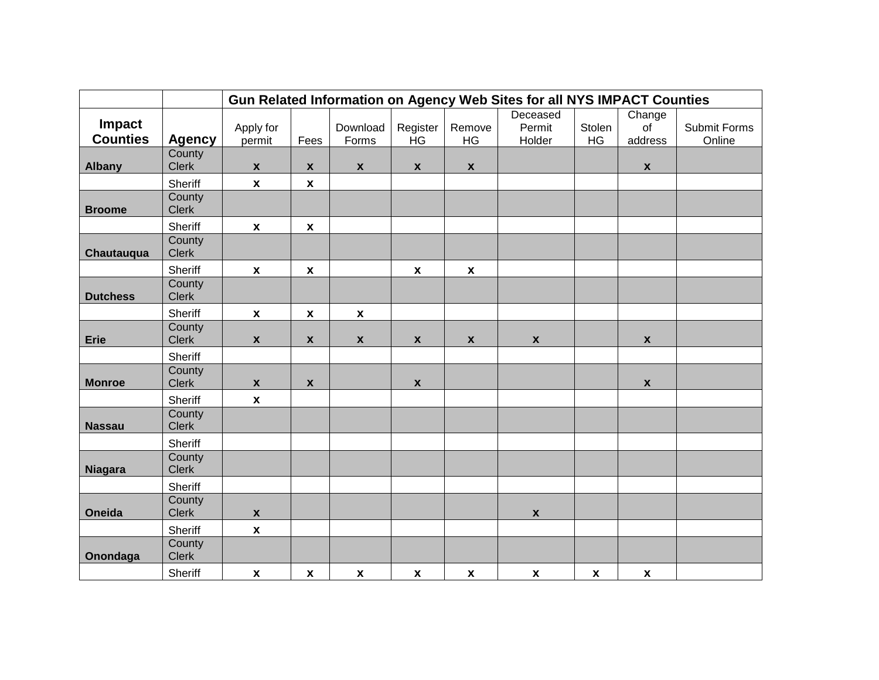| | | Gun Related Information on Agency Web Sites for all NYS IMPACT Counties | | | | | | | | |
|---|---|---|---|---|---|---|---|---|---|---|
| **Impact Counties** | **Agency** | Apply for permit | Fees | Download Forms | Register HG | Remove HG | Deceased Permit Holder | Stolen HG | Change of address | Submit Forms Online |
| **Albany** | County Clerk | x | x | x | x | x | | | x | |
| | Sheriff | x | x | | | | | | | |
| **Broome** | County Clerk | | | | | | | | | |
| | Sheriff | x | x | | | | | | | |
| **Chautauqua** | County Clerk | | | | | | | | | |
| | Sheriff | x | x | | x | x | | | | |
| **Dutchess** | County Clerk | | | | | | | | | |
| | Sheriff | x | x | x | | | | | | |
| **Erie** | County Clerk | x | x | x | x | x | x | | x | |
| | Sheriff | | | | | | | | | |
| **Monroe** | County Clerk | x | x | | x | | | | x | |
| | Sheriff | x | | | | | | | | |
| **Nassau** | County Clerk | | | | | | | | | |
| | Sheriff | | | | | | | | | |
| **Niagara** | County Clerk | | | | | | | | | |
| | Sheriff | | | | | | | | | |
| **Oneida** | County Clerk | x | | | | | x | | | |
| | Sheriff | x | | | | | | | | |
| **Onondaga** | County Clerk | | | | | | | | | |
| | Sheriff | x | x | x | x | x | x | x | x | |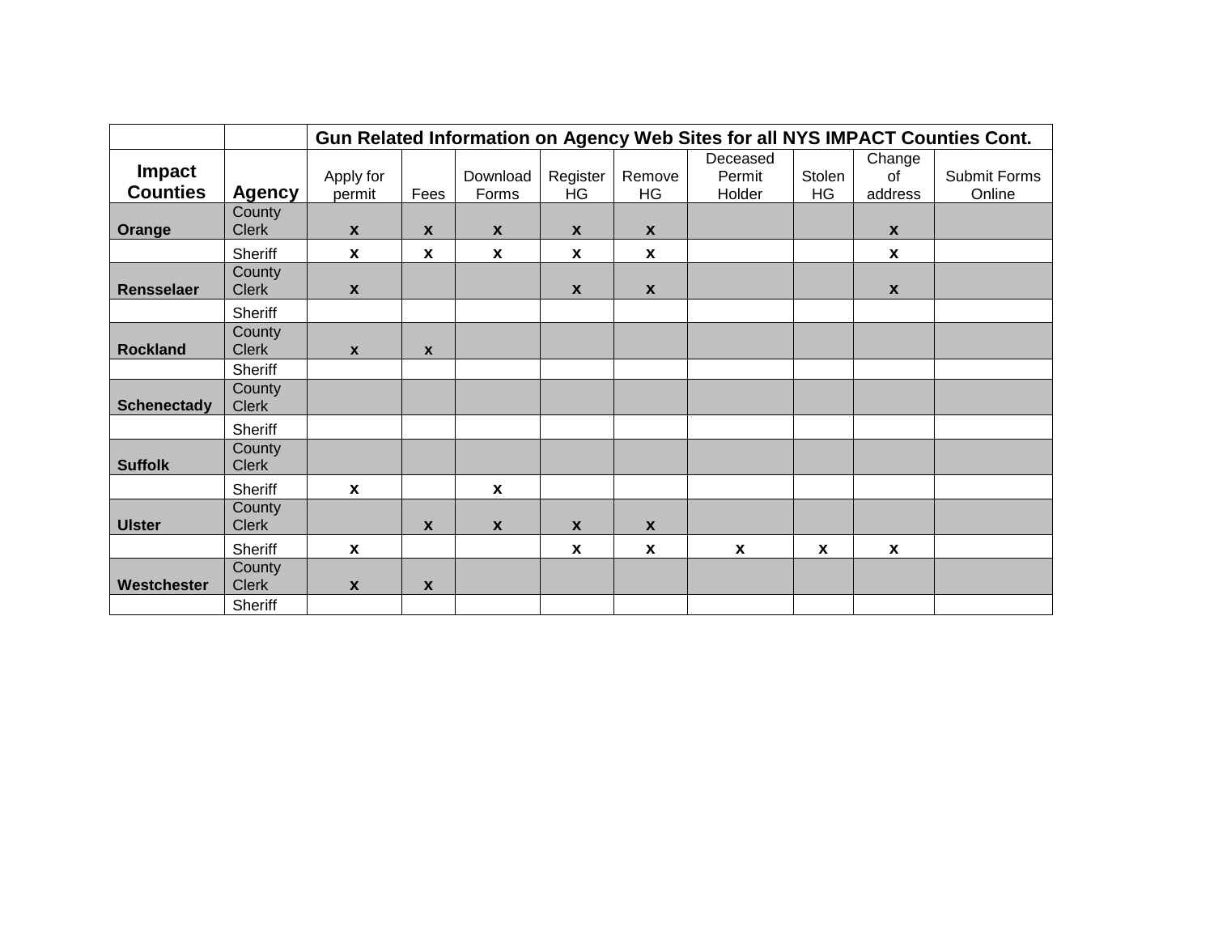| | | Gun Related Information on Agency Web Sites for all NYS IMPACT Counties Cont. | | | | | | | | |
|---|---|---|---|---|---|---|---|---|---|---|
| **Impact Counties** | **Agency** | Apply for permit | Fees | Download Forms | Register HG | Remove HG | Deceased Permit Holder | Stolen HG | Change of address | Submit Forms Online |
| **Orange** | County Clerk | **x** | **x** | **x** | **x** | **x** | | | **x** | |
| | Sheriff | **x** | **x** | **x** | **x** | **x** | | | **x** | |
| **Rensselaer** | County Clerk | **x** | | | **x** | **x** | | | **x** | |
| | Sheriff | | | | | | | | | |
| **Rockland** | County Clerk | **x** | **x** | | | | | | | |
| | Sheriff | | | | | | | | | |
| **Schenectady** | County Clerk | | | | | | | | | |
| | Sheriff | | | | | | | | | |
| **Suffolk** | County Clerk | | | | | | | | | |
| | Sheriff | **x** | | **x** | | | | | | |
| **Ulster** | County Clerk | | **x** | **x** | **x** | **x** | | | | |
| | Sheriff | **x** | | | **x** | **x** | **x** | **x** | **x** | |
| **Westchester** | County Clerk | **x** | **x** | | | | | | | |
| | Sheriff | | | | | | | | | |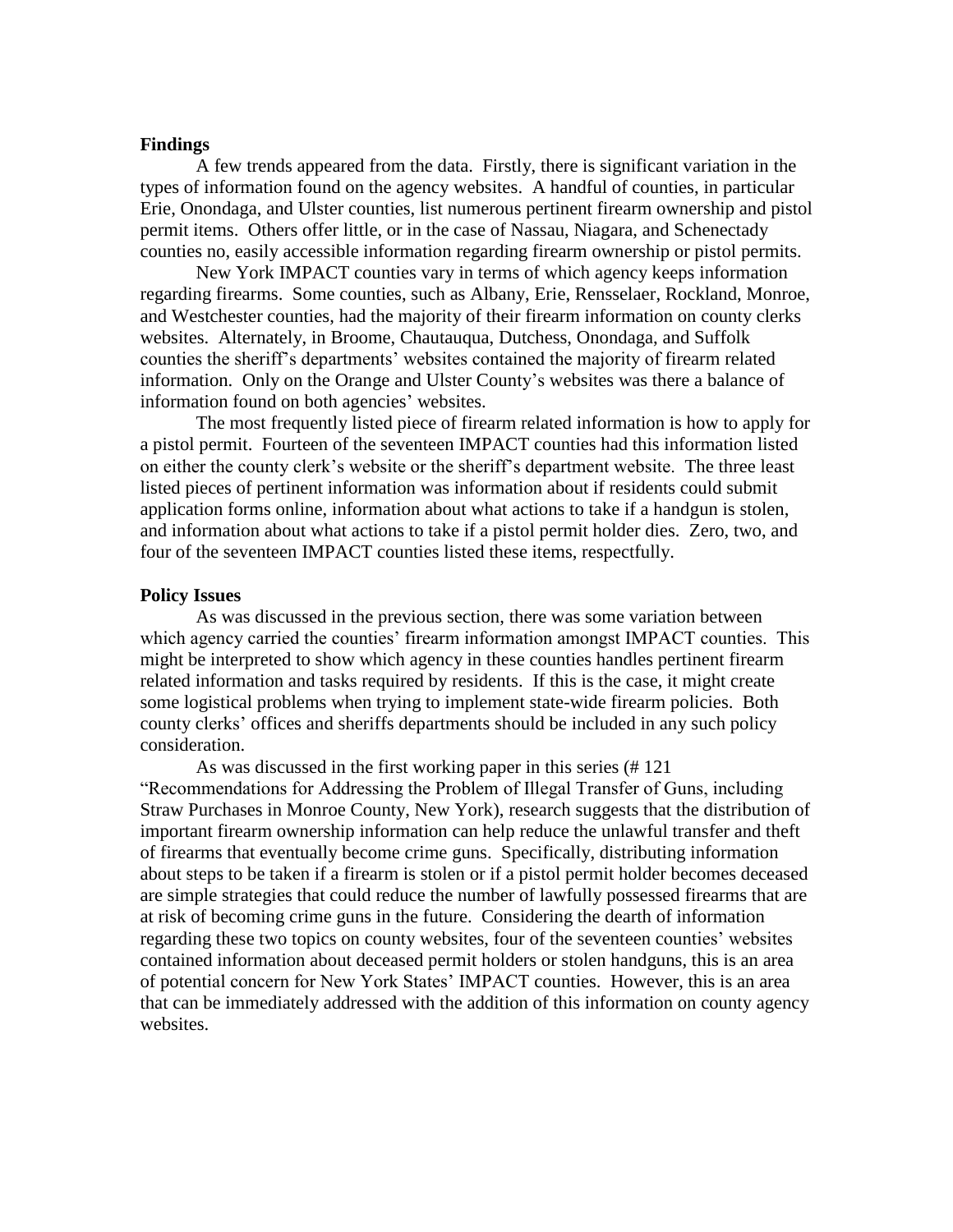**Findings**

A few trends appeared from the data. Firstly, there is significant variation in the types of information found on the agency websites. A handful of counties, in particular Erie, Onondaga, and Ulster counties, list numerous pertinent firearm ownership and pistol permit items. Others offer little, or in the case of Nassau, Niagara, and Schenectady counties no, easily accessible information regarding firearm ownership or pistol permits.

New York IMPACT counties vary in terms of which agency keeps information regarding firearms. Some counties, such as Albany, Erie, Rensselaer, Rockland, Monroe, and Westchester counties, had the majority of their firearm information on county clerks websites. Alternately, in Broome, Chautauqua, Dutchess, Onondaga, and Suffolk counties the sheriff's departments' websites contained the majority of firearm related information. Only on the Orange and Ulster County's websites was there a balance of information found on both agencies' websites.

The most frequently listed piece of firearm related information is how to apply for a pistol permit. Fourteen of the seventeen IMPACT counties had this information listed on either the county clerk's website or the sheriff's department website. The three least listed pieces of pertinent information was information about if residents could submit application forms online, information about what actions to take if a handgun is stolen, and information about what actions to take if a pistol permit holder dies. Zero, two, and four of the seventeen IMPACT counties listed these items, respectfully.

**Policy Issues**

As was discussed in the previous section, there was some variation between which agency carried the counties' firearm information amongst IMPACT counties. This might be interpreted to show which agency in these counties handles pertinent firearm related information and tasks required by residents. If this is the case, it might create some logistical problems when trying to implement state-wide firearm policies. Both county clerks' offices and sheriffs departments should be included in any such policy consideration.

As was discussed in the first working paper in this series (# 121 "Recommendations for Addressing the Problem of Illegal Transfer of Guns, including Straw Purchases in Monroe County, New York), research suggests that the distribution of important firearm ownership information can help reduce the unlawful transfer and theft of firearms that eventually become crime guns. Specifically, distributing information about steps to be taken if a firearm is stolen or if a pistol permit holder becomes deceased are simple strategies that could reduce the number of lawfully possessed firearms that are at risk of becoming crime guns in the future. Considering the dearth of information regarding these two topics on county websites, four of the seventeen counties' websites contained information about deceased permit holders or stolen handguns, this is an area of potential concern for New York States' IMPACT counties. However, this is an area that can be immediately addressed with the addition of this information on county agency websites.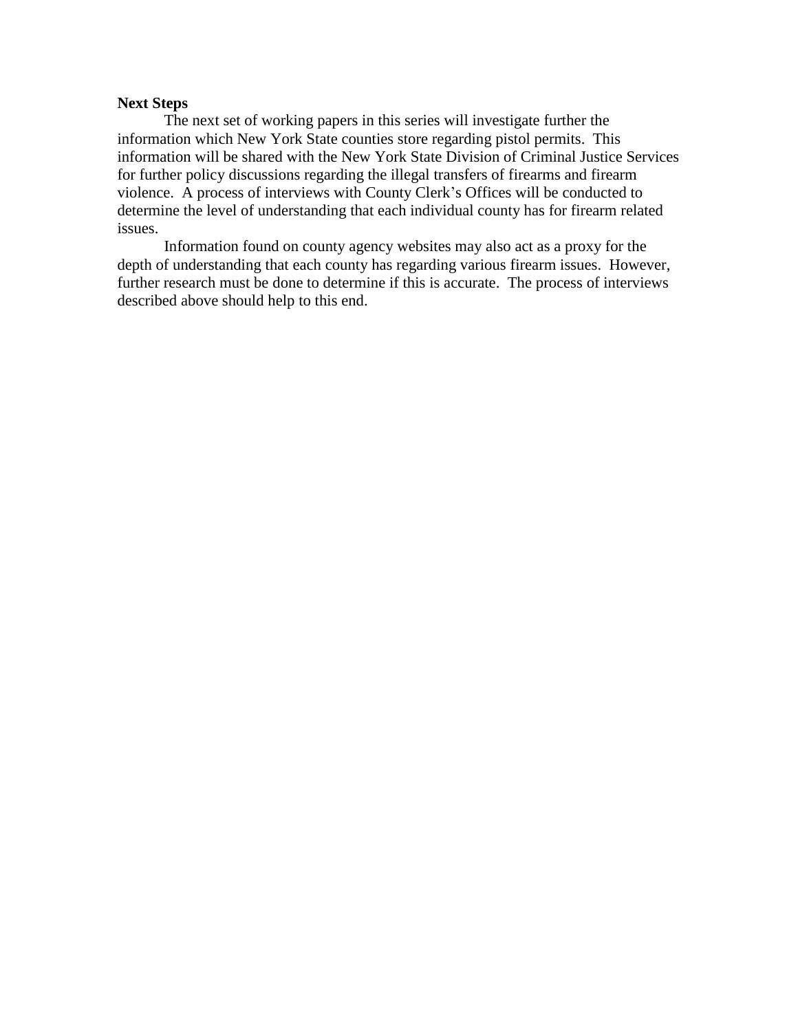**Next Steps**

The next set of working papers in this series will investigate further the information which New York State counties store regarding pistol permits. This information will be shared with the New York State Division of Criminal Justice Services for further policy discussions regarding the illegal transfers of firearms and firearm violence. A process of interviews with County Clerk's Offices will be conducted to determine the level of understanding that each individual county has for firearm related issues.

Information found on county agency websites may also act as a proxy for the depth of understanding that each county has regarding various firearm issues. However, further research must be done to determine if this is accurate. The process of interviews described above should help to this end.